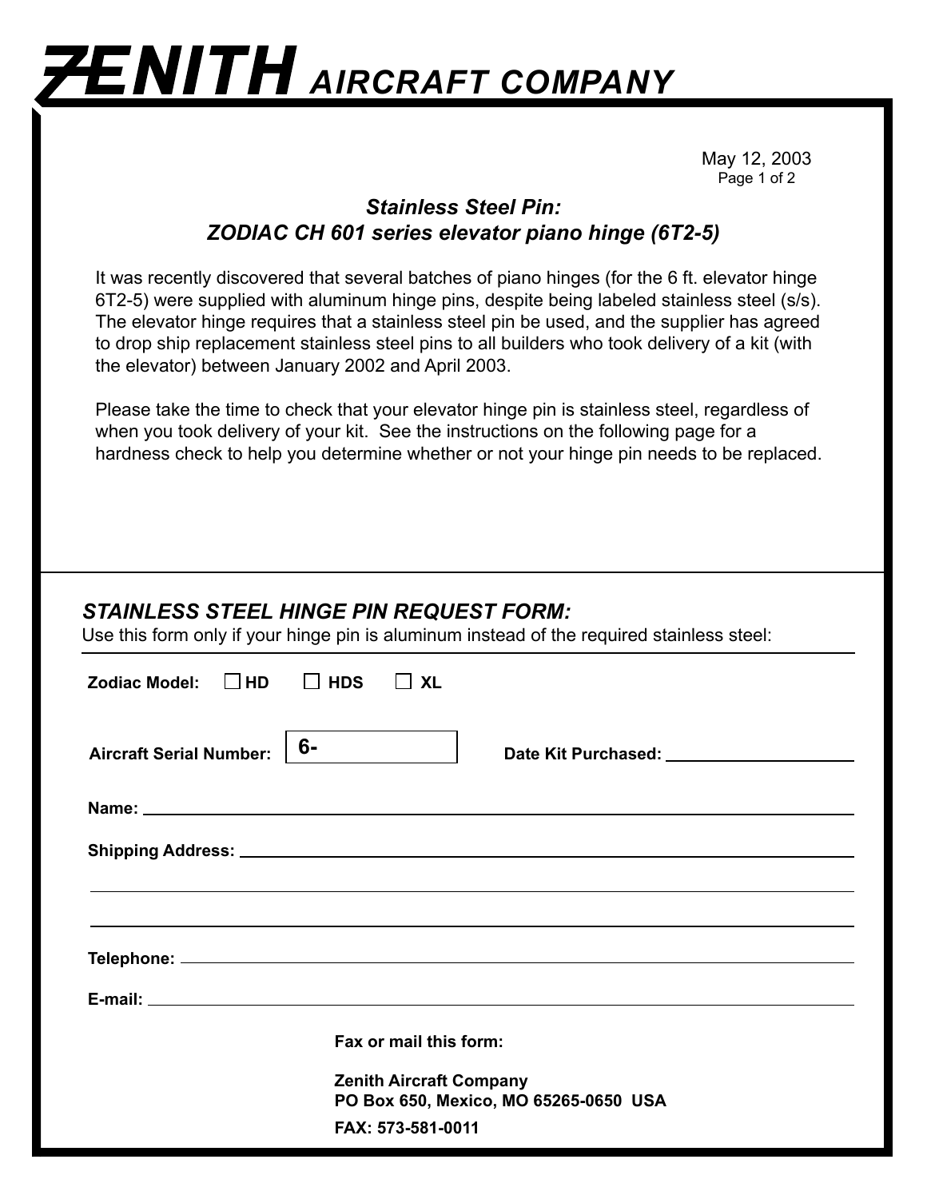# ZENITH AIRCRAFT COMPANY

May 12, 2003

## *Stainless Steel Pin: ZODIAC CH 601 series elevator piano hinge (6T2-5)*

It was recently discovered that several batches of piano hinges (for the 6 ft. elevator hinge 6T2-5) were supplied with aluminum hinge pins, despite being labeled stainless steel (s/s). The elevator hinge requires that a stainless steel pin be used, and the supplier has agreed to drop ship replacement stainless steel pins to all builders who took delivery of a kit (with the elevator) between January 2002 and April 2003.

Please take the time to check that your elevator hinge pin is stainless steel, regardless of when you took delivery of your kit. See the instructions on the following page for a hardness check to help you determine whether or not your hinge pin needs to be replaced.

## *STAINLESS STEEL HINGE PIN REQUEST FORM:*

Use this form only if your hinge pin is aluminum instead of the required stainless steel:

**Zodiac Model:** ☐ **HD** ☐ **HDS** ☐ **XL**

**Aircraft Serial Number:** 6-________ **Date Kit Purchased:** ____________________

**Name:** ____________________________________________

**Shipping Address:** ____________________________________________

____________________________________________

____________________________________________

**Telephone:** ____________________________________________

**E-mail:** ____________________________________________

**Fax or mail this form:**

**Zenith Aircraft Company**
**PO Box 650, Mexico, MO 65265-0650 USA**
**FAX: 573-581-0011**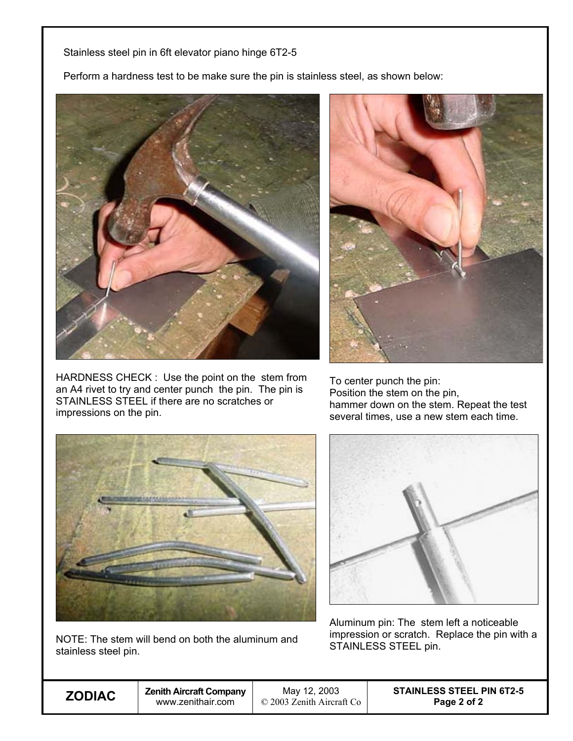Stainless steel pin in 6ft elevator piano hinge 6T2-5

Perform a hardness test to be make sure the pin is stainless steel, as shown below:

HARDNESS CHECK : Use the point on the stem from an A4 rivet to try and center punch the pin. The pin is STAINLESS STEEL if there are no scratches or impressions on the pin.

To center punch the pin:
Position the stem on the pin,
hammer down on the stem. Repeat the test several times, use a new stem each time.

NOTE: The stem will bend on both the aluminum and stainless steel pin.

Aluminum pin: The stem left a noticeable impression or scratch. Replace the pin with a STAINLESS STEEL pin.